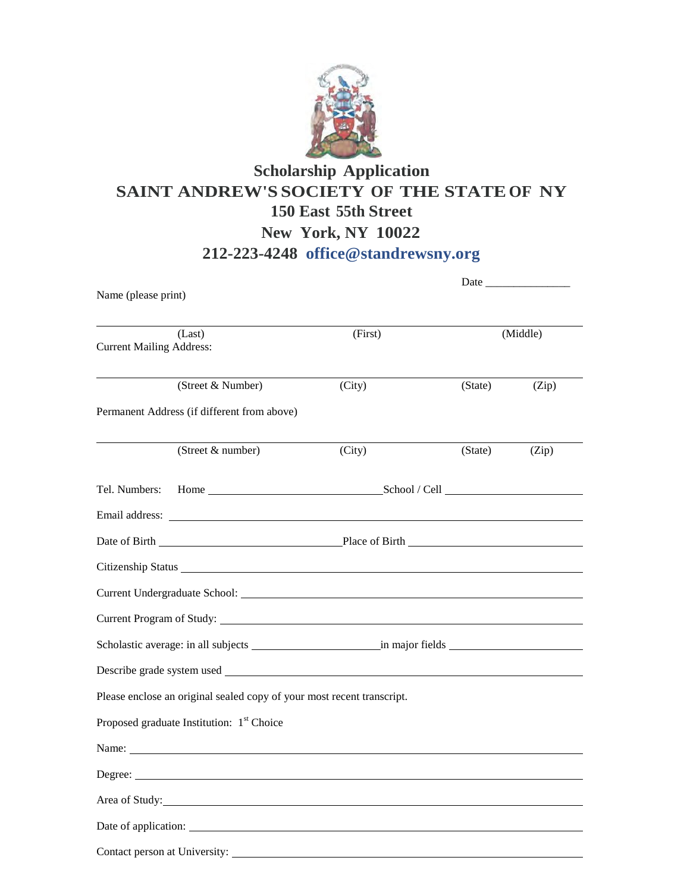# Scholarship Application

## SAINT ANDREW'S SOCIETY OF THE STATE OF NY

**150 East 55th Street**

**New York, NY 10022**

**212-223-4248 office@standrewsny.org**

Date _______________

Name (please print)

_______________________________________________
(Last) (First) (Middle)

Current Mailing Address:

_______________________________________________
(Street & Number) (City) (State) (Zip)

Permanent Address (if different from above)

_______________________________________________
(Street & number) (City) (State) (Zip)

Tel. Numbers: Home _______________ School / Cell _______________

Email address: _______________

Date of Birth _______________ Place of Birth _______________

Citizenship Status _______________

Current Undergraduate School: _______________

Current Program of Study: _______________

Scholastic average: in all subjects _______________ in major fields _______________

Describe grade system used _______________

Please enclose an original sealed copy of your most recent transcript.

Proposed graduate Institution: 1st Choice

Name: _______________

Degree: _______________

Area of Study: _______________

Date of application: _______________

Contact person at University: _______________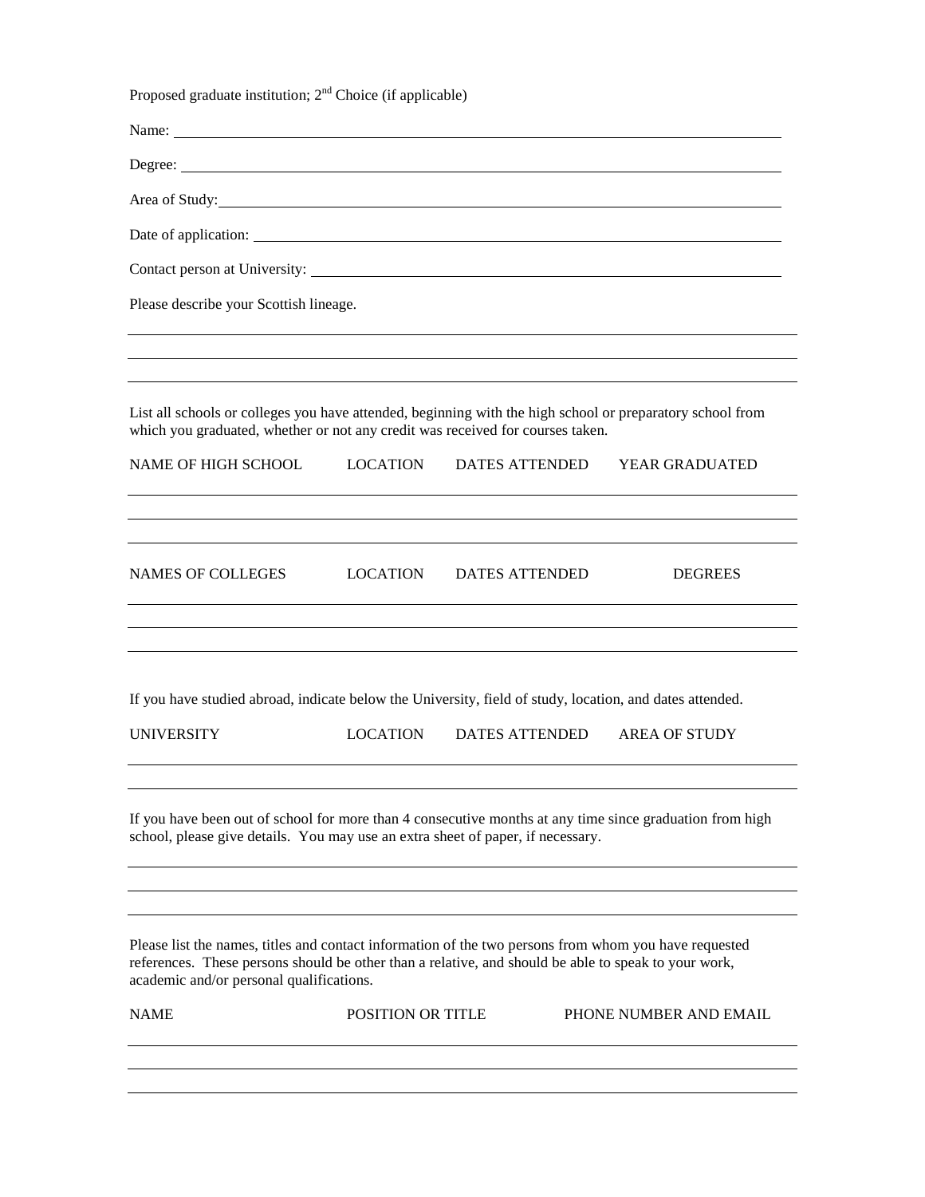Proposed graduate institution; 2nd Choice (if applicable)

Name: \_\_\_\_\_\_\_\_\_\_\_\_\_\_\_\_\_\_\_\_\_\_\_\_\_\_\_\_\_\_\_\_\_\_\_\_\_\_\_\_

Degree: \_\_\_\_\_\_\_\_\_\_\_\_\_\_\_\_\_\_\_\_\_\_\_\_\_\_\_\_\_\_\_\_\_\_\_\_\_\_\_\_

Area of Study: \_\_\_\_\_\_\_\_\_\_\_\_\_\_\_\_\_\_\_\_\_\_\_\_\_\_\_\_\_\_\_\_\_\_\_\_\_\_\_\_

Date of application: \_\_\_\_\_\_\_\_\_\_\_\_\_\_\_\_\_\_\_\_\_\_\_\_\_\_\_\_\_\_\_\_\_\_\_\_\_\_\_\_

Contact person at University: \_\_\_\_\_\_\_\_\_\_\_\_\_\_\_\_\_\_\_\_\_\_\_\_\_\_\_\_\_\_\_\_\_\_\_\_\_\_\_\_

Please describe your Scottish lineage.

\_\_\_\_\_\_\_\_\_\_\_\_\_\_\_\_\_\_\_\_\_\_\_\_\_\_\_\_\_\_\_\_\_\_\_\_\_\_\_\_\_\_\_\_\_\_\_\_\_\_\_\_\_\_\_\_

\_\_\_\_\_\_\_\_\_\_\_\_\_\_\_\_\_\_\_\_\_\_\_\_\_\_\_\_\_\_\_\_\_\_\_\_\_\_\_\_\_\_\_\_\_\_\_\_\_\_\_\_\_\_\_\_

\_\_\_\_\_\_\_\_\_\_\_\_\_\_\_\_\_\_\_\_\_\_\_\_\_\_\_\_\_\_\_\_\_\_\_\_\_\_\_\_\_\_\_\_\_\_\_\_\_\_\_\_\_\_\_\_

List all schools or colleges you have attended, beginning with the high school or preparatory school from which you graduated, whether or not any credit was received for courses taken.

| NAME OF HIGH SCHOOL | LOCATION | DATES ATTENDED | YEAR GRADUATED |
|---|---|---|---|
| | | | |
| | | | |
| | | | |

| NAMES OF COLLEGES | LOCATION | DATES ATTENDED | DEGREES |
|---|---|---|---|
| | | | |
| | | | |
| | | | |

If you have studied abroad, indicate below the University, field of study, location, and dates attended.

| UNIVERSITY | LOCATION | DATES ATTENDED | AREA OF STUDY |
|---|---|---|---|
| | | | |
| | | | |

If you have been out of school for more than 4 consecutive months at any time since graduation from high school, please give details. You may use an extra sheet of paper, if necessary.

\_\_\_\_\_\_\_\_\_\_\_\_\_\_\_\_\_\_\_\_\_\_\_\_\_\_\_\_\_\_\_\_\_\_\_\_\_\_\_\_\_\_\_\_\_\_\_\_\_\_\_\_\_\_\_\_

\_\_\_\_\_\_\_\_\_\_\_\_\_\_\_\_\_\_\_\_\_\_\_\_\_\_\_\_\_\_\_\_\_\_\_\_\_\_\_\_\_\_\_\_\_\_\_\_\_\_\_\_\_\_\_\_

\_\_\_\_\_\_\_\_\_\_\_\_\_\_\_\_\_\_\_\_\_\_\_\_\_\_\_\_\_\_\_\_\_\_\_\_\_\_\_\_\_\_\_\_\_\_\_\_\_\_\_\_\_\_\_\_

Please list the names, titles and contact information of the two persons from whom you have requested references. These persons should be other than a relative, and should be able to speak to your work, academic and/or personal qualifications.

| NAME | POSITION OR TITLE | PHONE NUMBER AND EMAIL |
|---|---|---|
| | | |
| | | |
| | | |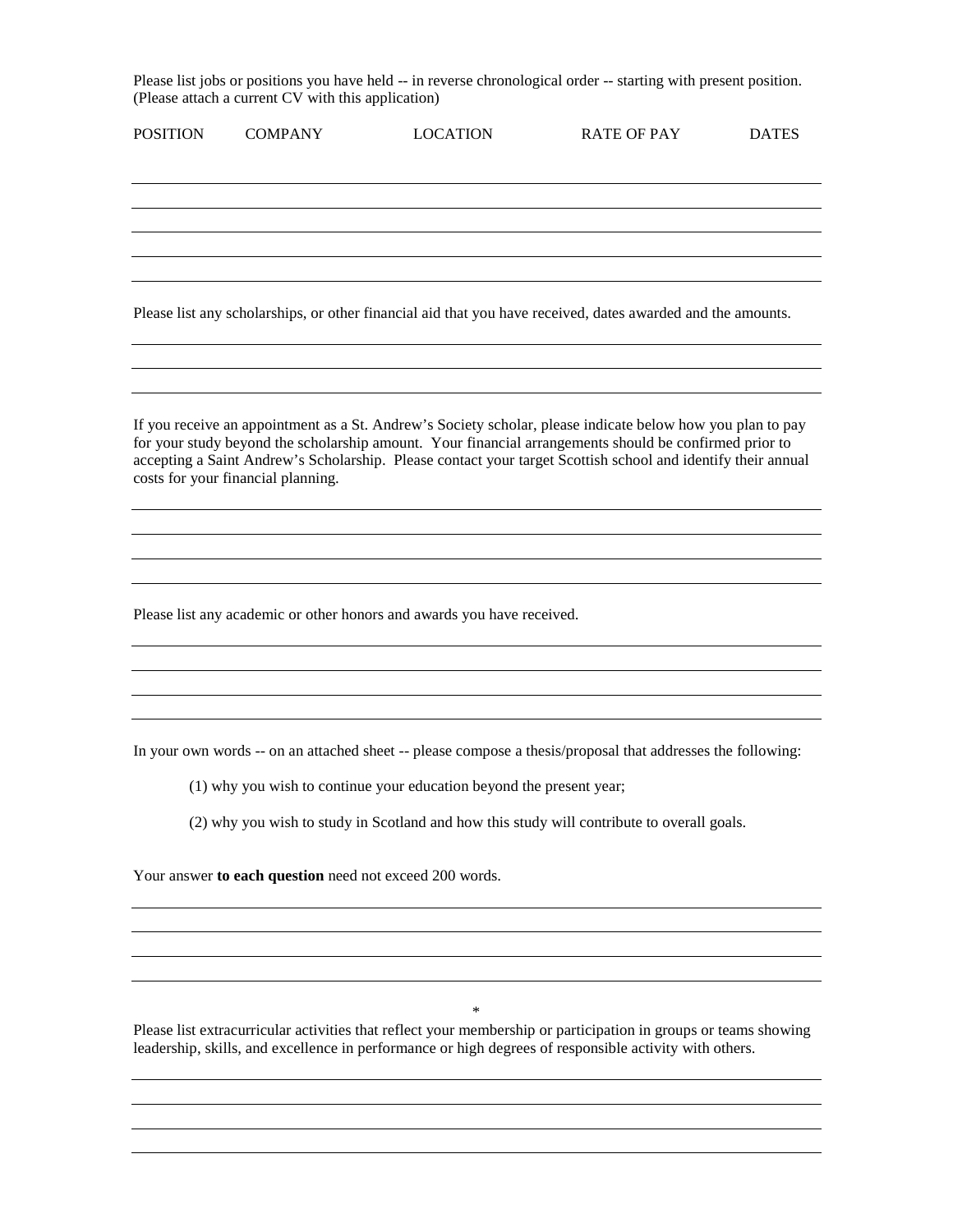Please list jobs or positions you have held -- in reverse chronological order -- starting with present position. (Please attach a current CV with this application)

| POSITION | COMPANY | LOCATION | RATE OF PAY | DATES |
| --- | --- | --- | --- | --- |
| | | | | |
| | | | | |
| | | | | |
| | | | | |

Please list any scholarships, or other financial aid that you have received, dates awarded and the amounts.

If you receive an appointment as a St. Andrew's Society scholar, please indicate below how you plan to pay for your study beyond the scholarship amount. Your financial arrangements should be confirmed prior to accepting a Saint Andrew's Scholarship. Please contact your target Scottish school and identify their annual costs for your financial planning.

Please list any academic or other honors and awards you have received.

In your own words -- on an attached sheet -- please compose a thesis/proposal that addresses the following:

(1) why you wish to continue your education beyond the present year;

(2) why you wish to study in Scotland and how this study will contribute to overall goals.

Your answer **to each question** need not exceed 200 words.

*

Please list extracurricular activities that reflect your membership or participation in groups or teams showing leadership, skills, and excellence in performance or high degrees of responsible activity with others.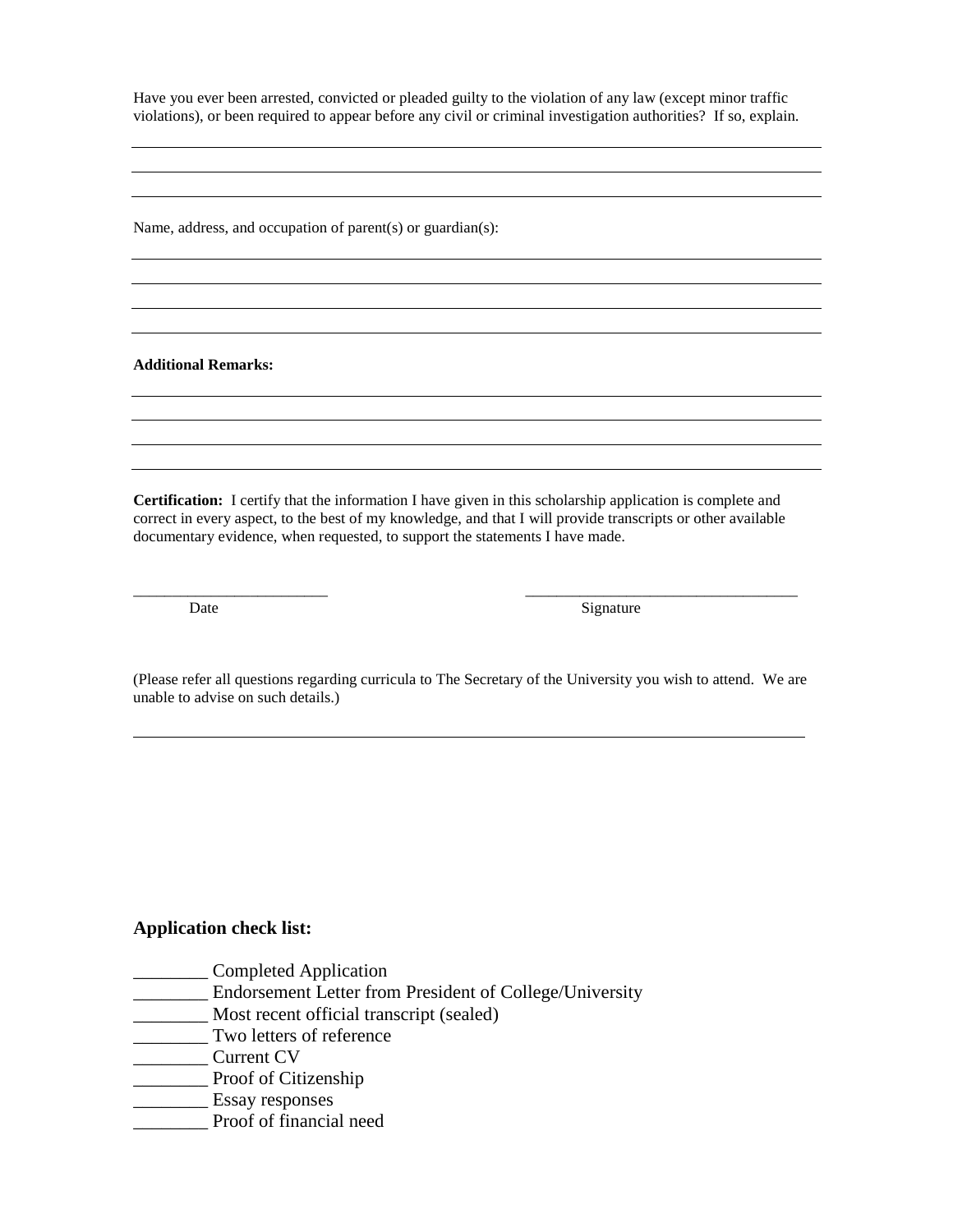Have you ever been arrested, convicted or pleaded guilty to the violation of any law (except minor traffic violations), or been required to appear before any civil or criminal investigation authorities? If so, explain.

______________________________________________________________________________

______________________________________________________________________________

______________________________________________________________________________

Name, address, and occupation of parent(s) or guardian(s):

______________________________________________________________________________

______________________________________________________________________________

______________________________________________________________________________

______________________________________________________________________________

**Additional Remarks:**

______________________________________________________________________________

______________________________________________________________________________

______________________________________________________________________________

______________________________________________________________________________

**Certification:** I certify that the information I have given in this scholarship application is complete and correct in every aspect, to the best of my knowledge, and that I will provide transcripts or other available documentary evidence, when requested, to support the statements I have made.

_________________________ &nbsp;&nbsp;&nbsp;&nbsp;&nbsp;&nbsp;&nbsp;&nbsp;&nbsp;&nbsp;&nbsp;&nbsp; ___________________________________
Date &nbsp;&nbsp;&nbsp;&nbsp;&nbsp;&nbsp;&nbsp;&nbsp;&nbsp;&nbsp;&nbsp;&nbsp;&nbsp;&nbsp;&nbsp;&nbsp;&nbsp;&nbsp;&nbsp;&nbsp;&nbsp;&nbsp;&nbsp;&nbsp;&nbsp;&nbsp;&nbsp;&nbsp;&nbsp;&nbsp;&nbsp;&nbsp;&nbsp;&nbsp;&nbsp;&nbsp; Signature

(Please refer all questions regarding curricula to The Secretary of the University you wish to attend. We are unable to advise on such details.)

______________________________________________________________________________

### Application check list:

________ Completed Application
________ Endorsement Letter from President of College/University
________ Most recent official transcript (sealed)
________ Two letters of reference
________ Current CV
________ Proof of Citizenship
________ Essay responses
________ Proof of financial need